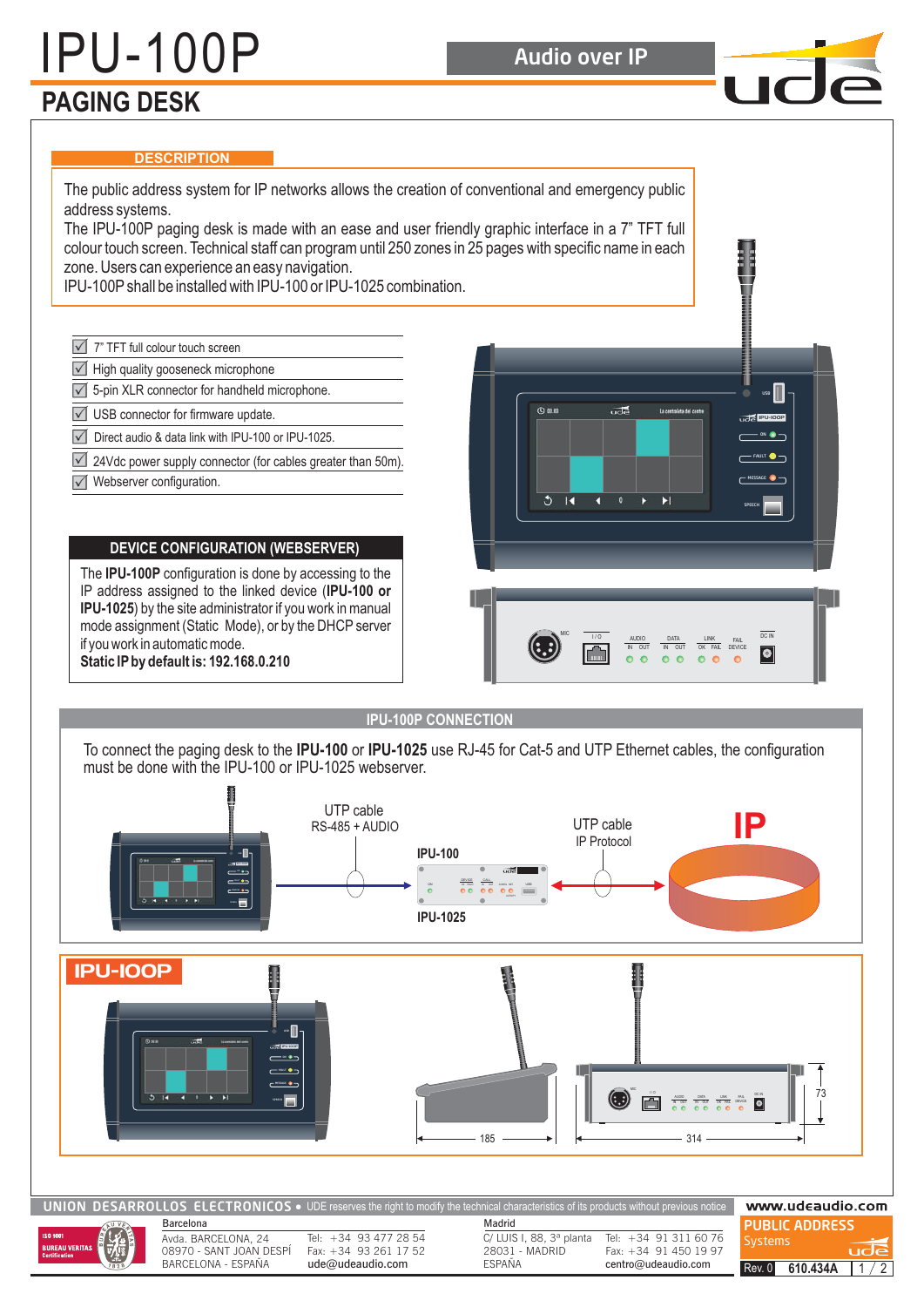# IPU-100P

## PAGING DESK

Audio over IP

### DESCRIPTION

The public address system for IP networks allows the creation of conventional and emergency public address systems.
The IPU-100P paging desk is made with an ease and user friendly graphic interface in a 7" TFT full colour touch screen. Technical staff can program until 250 zones in 25 pages with specific name in each zone. Users can experience an easy navigation.
IPU-100P shall be installed with IPU-100 or IPU-1025 combination.

- ☑ 7" TFT full colour touch screen
- ☑ High quality gooseneck microphone
- ☑ 5-pin XLR connector for handheld microphone.
- ☑ USB connector for firmware update.
- ☑ Direct audio & data link with IPU-100 or IPU-1025.
- ☑ 24Vdc power supply connector (for cables greater than 50m).
- ☑ Webserver configuration.

### DEVICE CONFIGURATION (WEBSERVER)

The **IPU-100P** configuration is done by accessing to the IP address assigned to the linked device (**IPU-100 or IPU-1025**) by the site administrator if you work in manual mode assignment (Static Mode), or by the DHCP server if you work in automatic mode.
**Static IP by default is: 192.168.0.210**

### IPU-100P CONNECTION

To connect the paging desk to the **IPU-100** or **IPU-1025** use RJ-45 for Cat-5 and UTP Ethernet cables, the configuration must be done with the IPU-100 or IPU-1025 webserver.

UTP cable
RS-485 + AUDIO

IPU-100

IPU-1025

UTP cable
IP Protocol

IP

### IPU-100P

185

314

73

**UNION DESARROLLOS ELECTRONICOS** • UDE reserves the right to modify the technical characteristics of its products without previous notice

www.udeaudio.com

Barcelona
Avda. BARCELONA, 24
08970 - SANT JOAN DESPÍ
BARCELONA - ESPAÑA

Tel: +34 93 477 28 54
Fax: +34 93 261 17 52
ude@udeaudio.com

Madrid
C/ LUIS I, 88, 3ª planta
28031 - MADRID
ESPAÑA

Tel: +34 91 311 60 76
Fax: +34 91 450 19 97
centro@udeaudio.com

PUBLIC ADDRESS Systems

Rev. 0 610.434A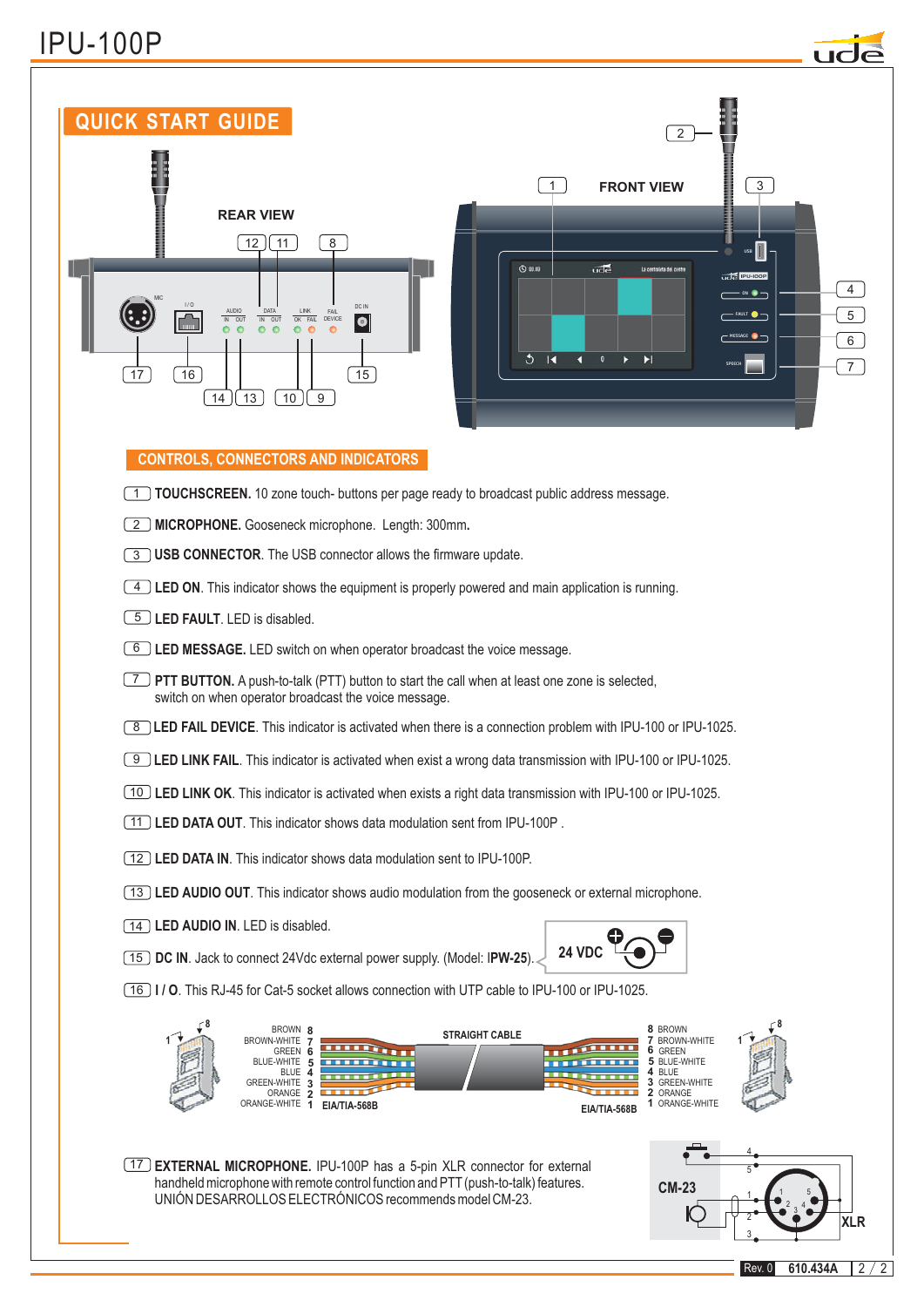# IPU-100P

## QUICK START GUIDE

REAR VIEW

FRONT VIEW

## CONTROLS, CONNECTORS AND INDICATORS

1 **TOUCHSCREEN.** 10 zone touch- buttons per page ready to broadcast public address message.

2 **MICROPHONE.** Gooseneck microphone. Length: 300mm.

3 **USB CONNECTOR**. The USB connector allows the firmware update.

4 **LED ON**. This indicator shows the equipment is properly powered and main application is running.

5 **LED FAULT**. LED is disabled.

6 **LED MESSAGE.** LED switch on when operator broadcast the voice message.

7 **PTT BUTTON.** A push-to-talk (PTT) button to start the call when at least one zone is selected, switch on when operator broadcast the voice message.

8 **LED FAIL DEVICE**. This indicator is activated when there is a connection problem with IPU-100 or IPU-1025.

9 **LED LINK FAIL**. This indicator is activated when exist a wrong data transmission with IPU-100 or IPU-1025.

10 **LED LINK OK**. This indicator is activated when exists a right data transmission with IPU-100 or IPU-1025.

11 **LED DATA OUT**. This indicator shows data modulation sent from IPU-100P .

12 **LED DATA IN**. This indicator shows data modulation sent to IPU-100P.

13 **LED AUDIO OUT**. This indicator shows audio modulation from the gooseneck or external microphone.

14 **LED AUDIO IN**. LED is disabled.

15 **DC IN**. Jack to connect 24Vdc external power supply. (Model: I**PW-25**).

24 VDC

16 **I / O**. This RJ-45 for Cat-5 socket allows connection with UTP cable to IPU-100 or IPU-1025.

STRAIGHT CABLE

8 BROWN
7 BROWN-WHITE
6 GREEN
5 BLUE-WHITE
4 BLUE
3 GREEN-WHITE
2 ORANGE
1 ORANGE-WHITE

EIA/TIA-568B

17 **EXTERNAL MICROPHONE.** IPU-100P has a 5-pin XLR connector for external handheld microphone with remote control function and PTT (push-to-talk) features. UNIÓN DESARROLLOS ELECTRÓNICOS recommends model CM-23.

CM-23

XLR

Rev. 0 610.434A